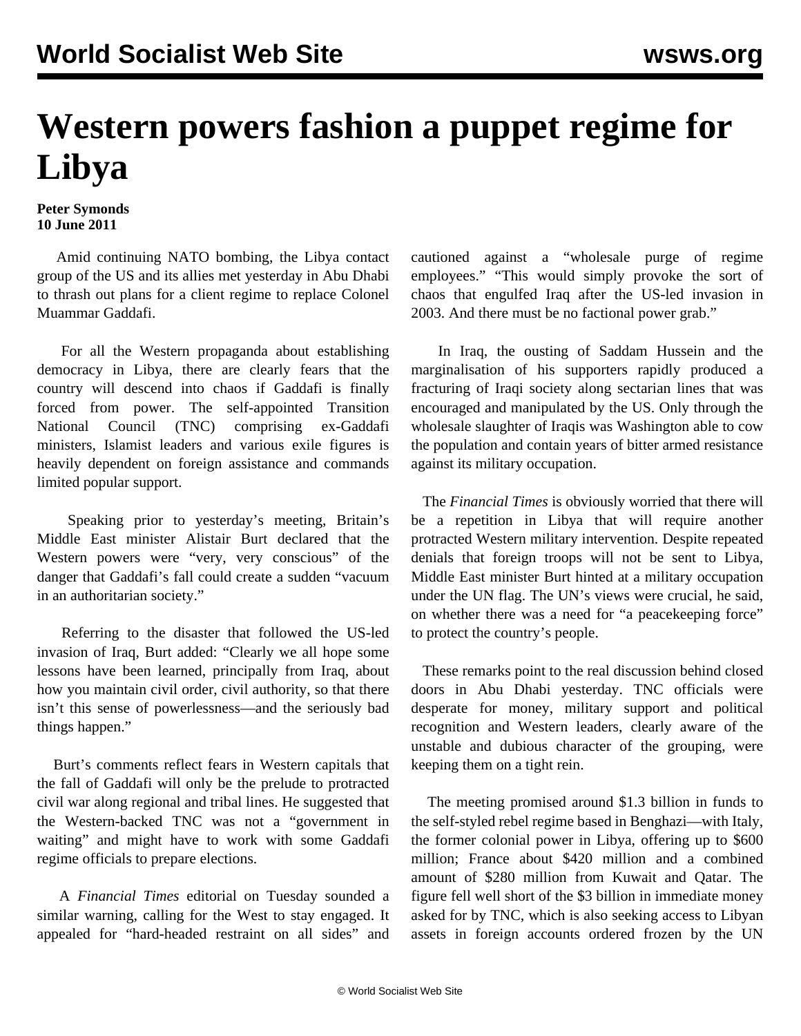# Western powers fashion a puppet regime for Libya

**Peter Symonds**
**10 June 2011**

Amid continuing NATO bombing, the Libya contact group of the US and its allies met yesterday in Abu Dhabi to thrash out plans for a client regime to replace Colonel Muammar Gaddafi.

For all the Western propaganda about establishing democracy in Libya, there are clearly fears that the country will descend into chaos if Gaddafi is finally forced from power. The self-appointed Transition National Council (TNC) comprising ex-Gaddafi ministers, Islamist leaders and various exile figures is heavily dependent on foreign assistance and commands limited popular support.

Speaking prior to yesterday's meeting, Britain's Middle East minister Alistair Burt declared that the Western powers were "very, very conscious" of the danger that Gaddafi's fall could create a sudden "vacuum in an authoritarian society."

Referring to the disaster that followed the US-led invasion of Iraq, Burt added: "Clearly we all hope some lessons have been learned, principally from Iraq, about how you maintain civil order, civil authority, so that there isn't this sense of powerlessness—and the seriously bad things happen."

Burt's comments reflect fears in Western capitals that the fall of Gaddafi will only be the prelude to protracted civil war along regional and tribal lines. He suggested that the Western-backed TNC was not a "government in waiting" and might have to work with some Gaddafi regime officials to prepare elections.

A *Financial Times* editorial on Tuesday sounded a similar warning, calling for the West to stay engaged. It appealed for "hard-headed restraint on all sides" and cautioned against a "wholesale purge of regime employees." "This would simply provoke the sort of chaos that engulfed Iraq after the US-led invasion in 2003. And there must be no factional power grab."

In Iraq, the ousting of Saddam Hussein and the marginalisation of his supporters rapidly produced a fracturing of Iraqi society along sectarian lines that was encouraged and manipulated by the US. Only through the wholesale slaughter of Iraqis was Washington able to cow the population and contain years of bitter armed resistance against its military occupation.

The *Financial Times* is obviously worried that there will be a repetition in Libya that will require another protracted Western military intervention. Despite repeated denials that foreign troops will not be sent to Libya, Middle East minister Burt hinted at a military occupation under the UN flag. The UN's views were crucial, he said, on whether there was a need for "a peacekeeping force" to protect the country's people.

These remarks point to the real discussion behind closed doors in Abu Dhabi yesterday. TNC officials were desperate for money, military support and political recognition and Western leaders, clearly aware of the unstable and dubious character of the grouping, were keeping them on a tight rein.

The meeting promised around $1.3 billion in funds to the self-styled rebel regime based in Benghazi—with Italy, the former colonial power in Libya, offering up to $600 million; France about $420 million and a combined amount of $280 million from Kuwait and Qatar. The figure fell well short of the $3 billion in immediate money asked for by TNC, which is also seeking access to Libyan assets in foreign accounts ordered frozen by the UN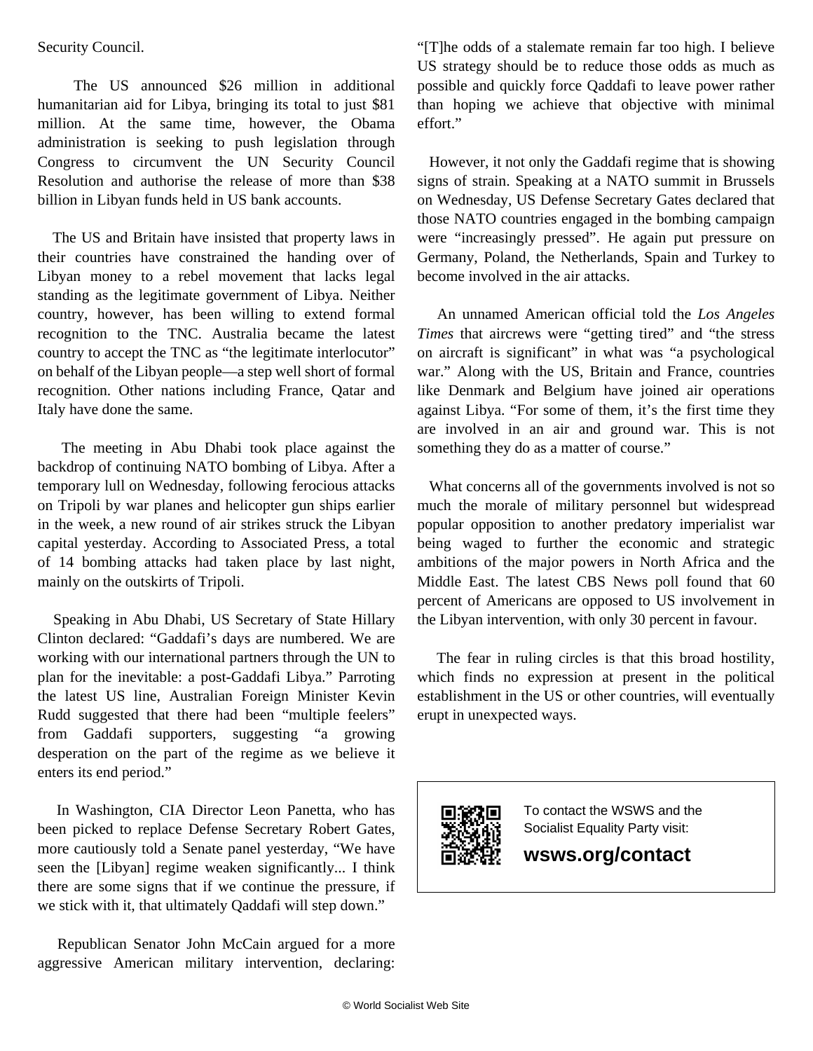Security Council.

The US announced $26 million in additional humanitarian aid for Libya, bringing its total to just $81 million. At the same time, however, the Obama administration is seeking to push legislation through Congress to circumvent the UN Security Council Resolution and authorise the release of more than $38 billion in Libyan funds held in US bank accounts.

The US and Britain have insisted that property laws in their countries have constrained the handing over of Libyan money to a rebel movement that lacks legal standing as the legitimate government of Libya. Neither country, however, has been willing to extend formal recognition to the TNC. Australia became the latest country to accept the TNC as "the legitimate interlocutor" on behalf of the Libyan people—a step well short of formal recognition. Other nations including France, Qatar and Italy have done the same.

The meeting in Abu Dhabi took place against the backdrop of continuing NATO bombing of Libya. After a temporary lull on Wednesday, following ferocious attacks on Tripoli by war planes and helicopter gun ships earlier in the week, a new round of air strikes struck the Libyan capital yesterday. According to Associated Press, a total of 14 bombing attacks had taken place by last night, mainly on the outskirts of Tripoli.

Speaking in Abu Dhabi, US Secretary of State Hillary Clinton declared: "Gaddafi's days are numbered. We are working with our international partners through the UN to plan for the inevitable: a post-Gaddafi Libya." Parroting the latest US line, Australian Foreign Minister Kevin Rudd suggested that there had been "multiple feelers" from Gaddafi supporters, suggesting "a growing desperation on the part of the regime as we believe it enters its end period."

In Washington, CIA Director Leon Panetta, who has been picked to replace Defense Secretary Robert Gates, more cautiously told a Senate panel yesterday, "We have seen the [Libyan] regime weaken significantly... I think there are some signs that if we continue the pressure, if we stick with it, that ultimately Qaddafi will step down."

Republican Senator John McCain argued for a more aggressive American military intervention, declaring: "[T]he odds of a stalemate remain far too high. I believe US strategy should be to reduce those odds as much as possible and quickly force Qaddafi to leave power rather than hoping we achieve that objective with minimal effort."

However, it not only the Gaddafi regime that is showing signs of strain. Speaking at a NATO summit in Brussels on Wednesday, US Defense Secretary Gates declared that those NATO countries engaged in the bombing campaign were "increasingly pressed". He again put pressure on Germany, Poland, the Netherlands, Spain and Turkey to become involved in the air attacks.

An unnamed American official told the *Los Angeles Times* that aircrews were "getting tired" and "the stress on aircraft is significant" in what was "a psychological war." Along with the US, Britain and France, countries like Denmark and Belgium have joined air operations against Libya. "For some of them, it's the first time they are involved in an air and ground war. This is not something they do as a matter of course."

What concerns all of the governments involved is not so much the morale of military personnel but widespread popular opposition to another predatory imperialist war being waged to further the economic and strategic ambitions of the major powers in North Africa and the Middle East. The latest CBS News poll found that 60 percent of Americans are opposed to US involvement in the Libyan intervention, with only 30 percent in favour.

The fear in ruling circles is that this broad hostility, which finds no expression at present in the political establishment in the US or other countries, will eventually erupt in unexpected ways.

To contact the WSWS and the Socialist Equality Party visit:

**wsws.org/contact**